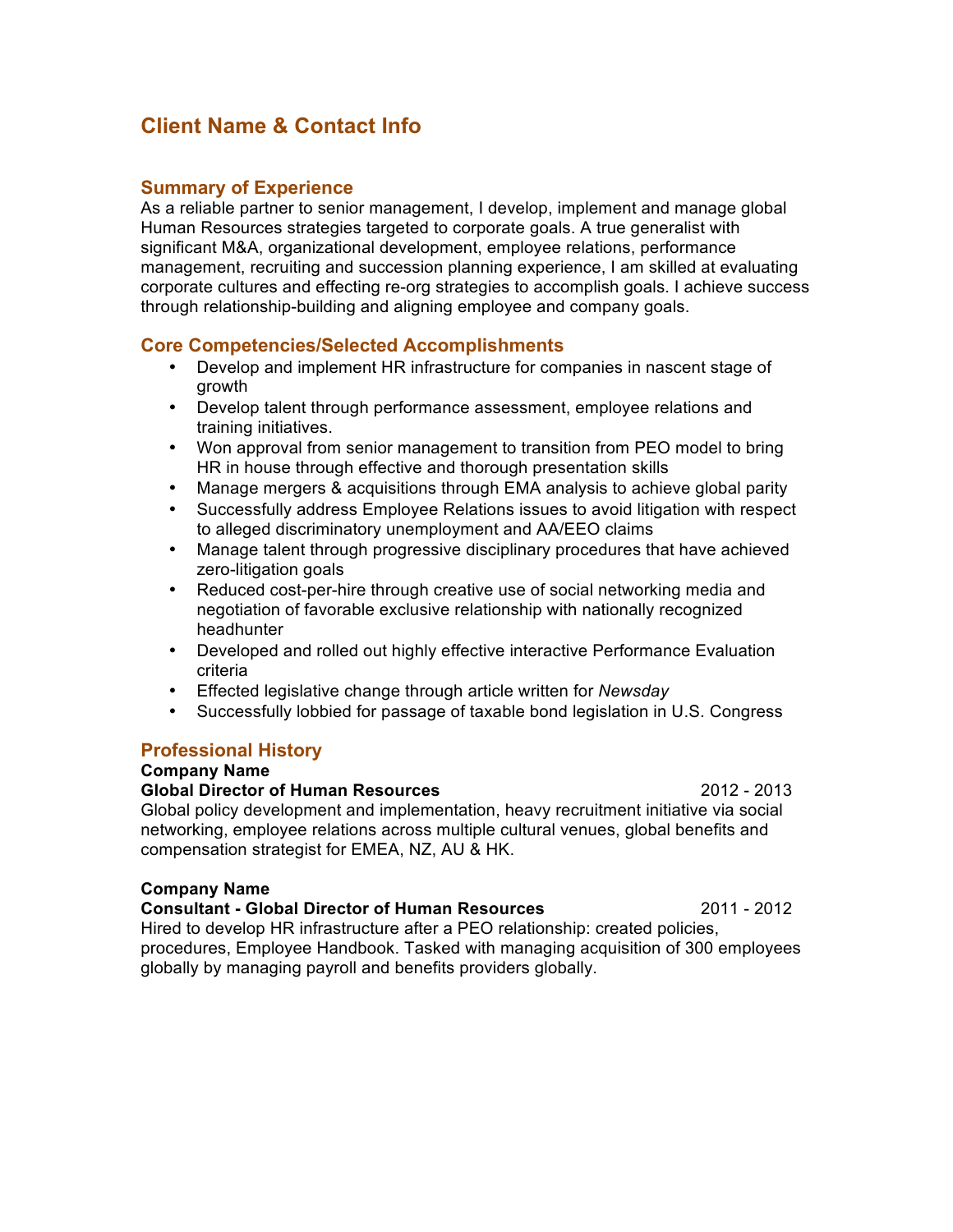# Client Name & Contact Info

## Summary of Experience

As a reliable partner to senior management, I develop, implement and manage global Human Resources strategies targeted to corporate goals. A true generalist with significant M&A, organizational development, employee relations, performance management, recruiting and succession planning experience, I am skilled at evaluating corporate cultures and effecting re-org strategies to accomplish goals. I achieve success through relationship-building and aligning employee and company goals.

## Core Competencies/Selected Accomplishments

- Develop and implement HR infrastructure for companies in nascent stage of growth
- Develop talent through performance assessment, employee relations and training initiatives.
- Won approval from senior management to transition from PEO model to bring HR in house through effective and thorough presentation skills
- Manage mergers & acquisitions through EMA analysis to achieve global parity
- Successfully address Employee Relations issues to avoid litigation with respect to alleged discriminatory unemployment and AA/EEO claims
- Manage talent through progressive disciplinary procedures that have achieved zero-litigation goals
- Reduced cost-per-hire through creative use of social networking media and negotiation of favorable exclusive relationship with nationally recognized headhunter
- Developed and rolled out highly effective interactive Performance Evaluation criteria
- Effected legislative change through article written for *Newsday*
- Successfully lobbied for passage of taxable bond legislation in U.S. Congress

## Professional History

**Company Name**
**Global Director of Human Resources** 2012 - 2013
Global policy development and implementation, heavy recruitment initiative via social networking, employee relations across multiple cultural venues, global benefits and compensation strategist for EMEA, NZ, AU & HK.

**Company Name**
**Consultant - Global Director of Human Resources** 2011 - 2012
Hired to develop HR infrastructure after a PEO relationship: created policies, procedures, Employee Handbook. Tasked with managing acquisition of 300 employees globally by managing payroll and benefits providers globally.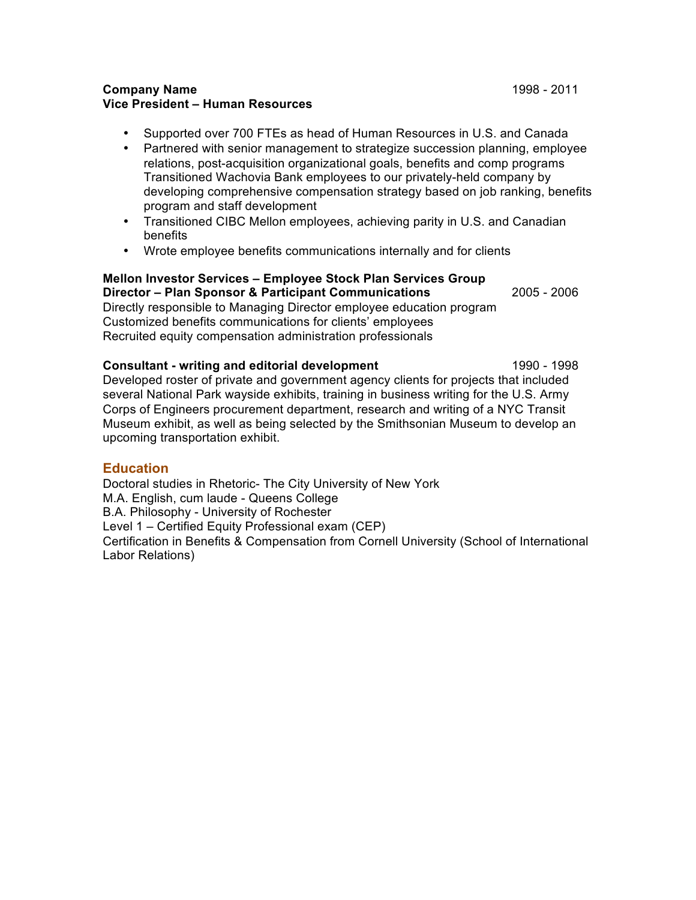**Company Name** 1998 - 2011
**Vice President – Human Resources**

- Supported over 700 FTEs as head of Human Resources in U.S. and Canada
- Partnered with senior management to strategize succession planning, employee relations, post-acquisition organizational goals, benefits and comp programs Transitioned Wachovia Bank employees to our privately-held company by developing comprehensive compensation strategy based on job ranking, benefits program and staff development
- Transitioned CIBC Mellon employees, achieving parity in U.S. and Canadian benefits
- Wrote employee benefits communications internally and for clients

**Mellon Investor Services – Employee Stock Plan Services Group**
**Director – Plan Sponsor & Participant Communications** 2005 - 2006
Directly responsible to Managing Director employee education program
Customized benefits communications for clients' employees
Recruited equity compensation administration professionals

**Consultant - writing and editorial development** 1990 - 1998
Developed roster of private and government agency clients for projects that included several National Park wayside exhibits, training in business writing for the U.S. Army Corps of Engineers procurement department, research and writing of a NYC Transit Museum exhibit, as well as being selected by the Smithsonian Museum to develop an upcoming transportation exhibit.

## Education

Doctoral studies in Rhetoric- The City University of New York
M.A. English, cum laude - Queens College
B.A. Philosophy - University of Rochester
Level 1 – Certified Equity Professional exam (CEP)
Certification in Benefits & Compensation from Cornell University (School of International Labor Relations)